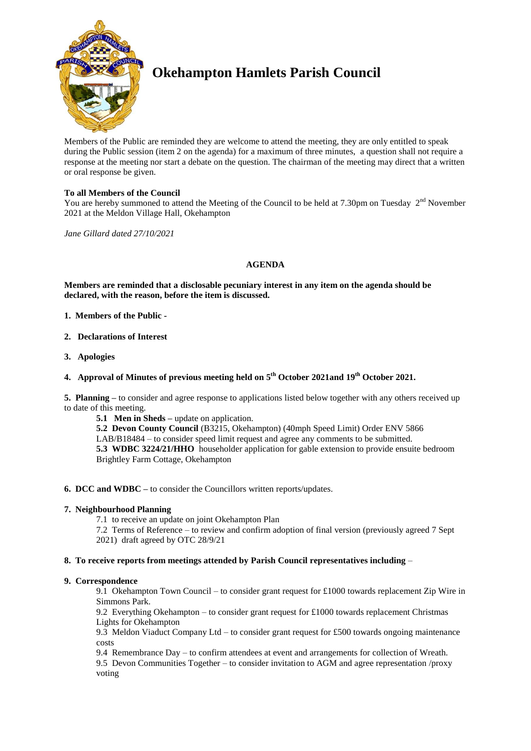# Okehampton Hamlets Parish Council

Members of the Public are reminded they are welcome to attend the meeting, they are only entitled to speak during the Public session (item 2 on the agenda) for a maximum of three minutes, a question shall not require a response at the meeting nor start a debate on the question. The chairman of the meeting may direct that a written or oral response be given.

**To all Members of the Council**
You are hereby summoned to attend the Meeting of the Council to be held at 7.30pm on Tuesday 2nd November 2021 at the Meldon Village Hall, Okehampton

*Jane Gillard dated 27/10/2021*

## AGENDA

**Members are reminded that a disclosable pecuniary interest in any item on the agenda should be declared, with the reason, before the item is discussed.**

**1. Members of the Public -**

**2. Declarations of Interest**

**3. Apologies**

**4. Approval of Minutes of previous meeting held on 5th October 2021and 19th October 2021.**

**5. Planning –** to consider and agree response to applications listed below together with any others received up to date of this meeting.

**5.1 Men in Sheds –** update on application.

**5.2 Devon County Council** (B3215, Okehampton) (40mph Speed Limit) Order ENV 5866 LAB/B18484 – to consider speed limit request and agree any comments to be submitted.

**5.3 WDBC 3224/21/HHO** householder application for gable extension to provide ensuite bedroom Brightley Farm Cottage, Okehampton

**6. DCC and WDBC –** to consider the Councillors written reports/updates.

**7. Neighbourhood Planning**

7.1 to receive an update on joint Okehampton Plan

7.2 Terms of Reference – to review and confirm adoption of final version (previously agreed 7 Sept 2021) draft agreed by OTC 28/9/21

**8. To receive reports from meetings attended by Parish Council representatives including** –

**9. Correspondence**

9.1 Okehampton Town Council – to consider grant request for £1000 towards replacement Zip Wire in Simmons Park.

9.2 Everything Okehampton – to consider grant request for £1000 towards replacement Christmas Lights for Okehampton

9.3 Meldon Viaduct Company Ltd – to consider grant request for £500 towards ongoing maintenance costs

9.4 Remembrance Day – to confirm attendees at event and arrangements for collection of Wreath.

9.5 Devon Communities Together – to consider invitation to AGM and agree representation /proxy voting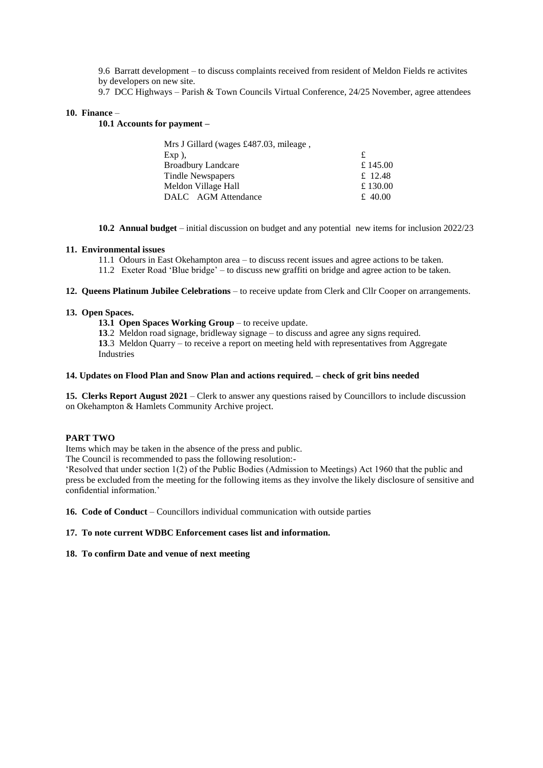9.6 Barratt development – to discuss complaints received from resident of Meldon Fields re activites by developers on new site.

9.7 DCC Highways – Parish & Town Councils Virtual Conference, 24/25 November, agree attendees

**10. Finance** –

**10.1 Accounts for payment –**

| | |
|---|---|
| Mrs J Gillard (wages £487.03, mileage , Exp ), | £ |
| Broadbury Landcare | £ 145.00 |
| Tindle Newspapers | £ 12.48 |
| Meldon Village Hall | £ 130.00 |
| DALC AGM Attendance | £ 40.00 |

**10.2 Annual budget** – initial discussion on budget and any potential new items for inclusion 2022/23

**11. Environmental issues**

11.1 Odours in East Okehampton area – to discuss recent issues and agree actions to be taken.

11.2 Exeter Road 'Blue bridge' – to discuss new graffiti on bridge and agree action to be taken.

**12. Queens Platinum Jubilee Celebrations** – to receive update from Clerk and Cllr Cooper on arrangements.

**13. Open Spaces.**

**13.1 Open Spaces Working Group** – to receive update.

**13**.2 Meldon road signage, bridleway signage – to discuss and agree any signs required.

**13**.3 Meldon Quarry – to receive a report on meeting held with representatives from Aggregate Industries

**14. Updates on Flood Plan and Snow Plan and actions required. – check of grit bins needed**

**15. Clerks Report August 2021** – Clerk to answer any questions raised by Councillors to include discussion on Okehampton & Hamlets Community Archive project.

**PART TWO**

Items which may be taken in the absence of the press and public.

The Council is recommended to pass the following resolution:-

'Resolved that under section 1(2) of the Public Bodies (Admission to Meetings) Act 1960 that the public and press be excluded from the meeting for the following items as they involve the likely disclosure of sensitive and confidential information.'

**16. Code of Conduct** – Councillors individual communication with outside parties

**17. To note current WDBC Enforcement cases list and information.**

**18. To confirm Date and venue of next meeting**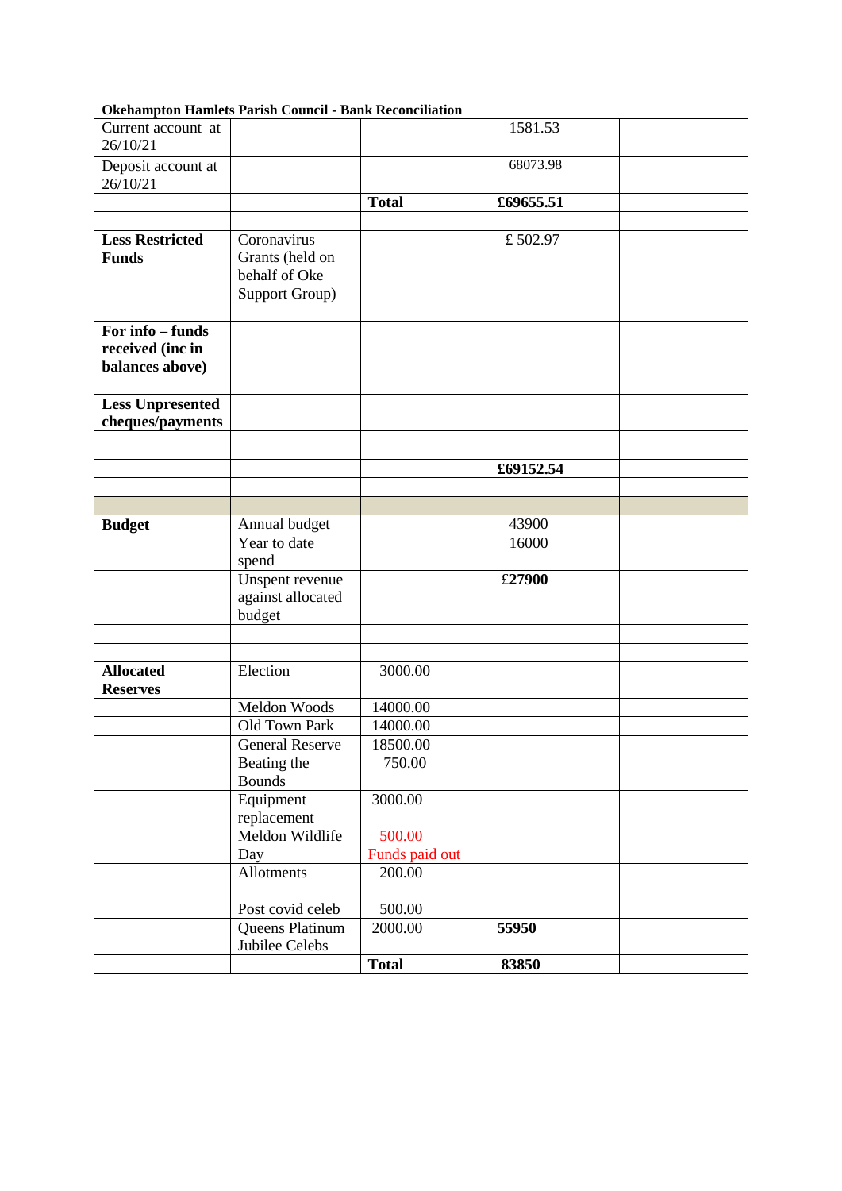**Okehampton Hamlets Parish Council - Bank Reconciliation**

| | | | | |
|---|---|---|---|---|
| Current account at 26/10/21 | | | 1581.53 | |
| Deposit account at 26/10/21 | | | 68073.98 | |
| | | **Total** | **£69655.51** | |
| | | | | |
| **Less Restricted Funds** | Coronavirus Grants (held on behalf of Oke Support Group) | | £ 502.97 | |
| | | | | |
| **For info – funds received (inc in balances above)** | | | | |
| | | | | |
| **Less Unpresented cheques/payments** | | | | |
| | | | | |
| | | | **£69152.54** | |
| | | | | |
| | | | | |
| **Budget** | Annual budget | | 43900 | |
| | Year to date spend | | 16000 | |
| | Unspent revenue against allocated budget | | £**27900** | |
| | | | | |
| | | | | |
| **Allocated Reserves** | Election | 3000.00 | | |
| | Meldon Woods | 14000.00 | | |
| | Old Town Park | 14000.00 | | |
| | General Reserve | 18500.00 | | |
| | Beating the Bounds | 750.00 | | |
| | Equipment replacement | 3000.00 | | |
| | Meldon Wildlife Day | 500.00 Funds paid out | | |
| | Allotments | 200.00 | | |
| | Post covid celeb | 500.00 | | |
| | Queens Platinum Jubilee Celebs | 2000.00 | **55950** | |
| | | **Total** | **83850** | |